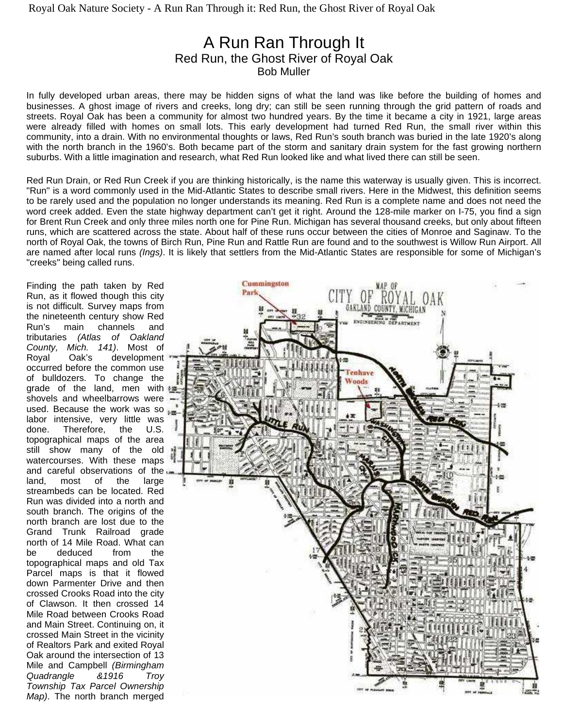# A Run Ran Through It

## Red Run, the Ghost River of Royal Oak

Bob Muller

In fully developed urban areas, there may be hidden signs of what the land was like before the building of homes and businesses. A ghost image of rivers and creeks, long dry; can still be seen running through the grid pattern of roads and streets. Royal Oak has been a community for almost two hundred years. By the time it became a city in 1921, large areas were already filled with homes on small lots. This early development had turned Red Run, the small river within this community, into a drain. With no environmental thoughts or laws, Red Run's south branch was buried in the late 1920's along with the north branch in the 1960's. Both became part of the storm and sanitary drain system for the fast growing northern suburbs. With a little imagination and research, what Red Run looked like and what lived there can still be seen.

Red Run Drain, or Red Run Creek if you are thinking historically, is the name this waterway is usually given. This is incorrect. "Run" is a word commonly used in the Mid-Atlantic States to describe small rivers. Here in the Midwest, this definition seems to be rarely used and the population no longer understands its meaning. Red Run is a complete name and does not need the word creek added. Even the state highway department can't get it right. Around the 128-mile marker on I-75, you find a sign for Brent Run Creek and only three miles north one for Pine Run. Michigan has several thousand creeks, but only about fifteen runs, which are scattered across the state. About half of these runs occur between the cities of Monroe and Saginaw. To the north of Royal Oak, the towns of Birch Run, Pine Run and Rattle Run are found and to the southwest is Willow Run Airport. All are named after local runs *(Ings)*. It is likely that settlers from the Mid-Atlantic States are responsible for some of Michigan's "creeks" being called runs.

Finding the path taken by Red Run, as it flowed though this city is not difficult. Survey maps from the nineteenth century show Red Run's main channels and tributaries *(Atlas of Oakland County, Mich. 141)*. Most of Royal Oak's development occurred before the common use of bulldozers. To change the grade of the land, men with shovels and wheelbarrows were used. Because the work was so labor intensive, very little was done. Therefore, the U.S. topographical maps of the area still show many of the old watercourses. With these maps and careful observations of the land, most of the large streambeds can be located. Red Run was divided into a north and south branch. The origins of the north branch are lost due to the Grand Trunk Railroad grade north of 14 Mile Road. What can be deduced from the topographical maps and old Tax Parcel maps is that it flowed down Parmenter Drive and then crossed Crooks Road into the city of Clawson. It then crossed 14 Mile Road between Crooks Road and Main Street. Continuing on, it crossed Main Street in the vicinity of Realtors Park and exited Royal Oak around the intersection of 13 Mile and Campbell *(Birmingham Quadrangle &1916 Troy Township Tax Parcel Ownership Map)*. The north branch merged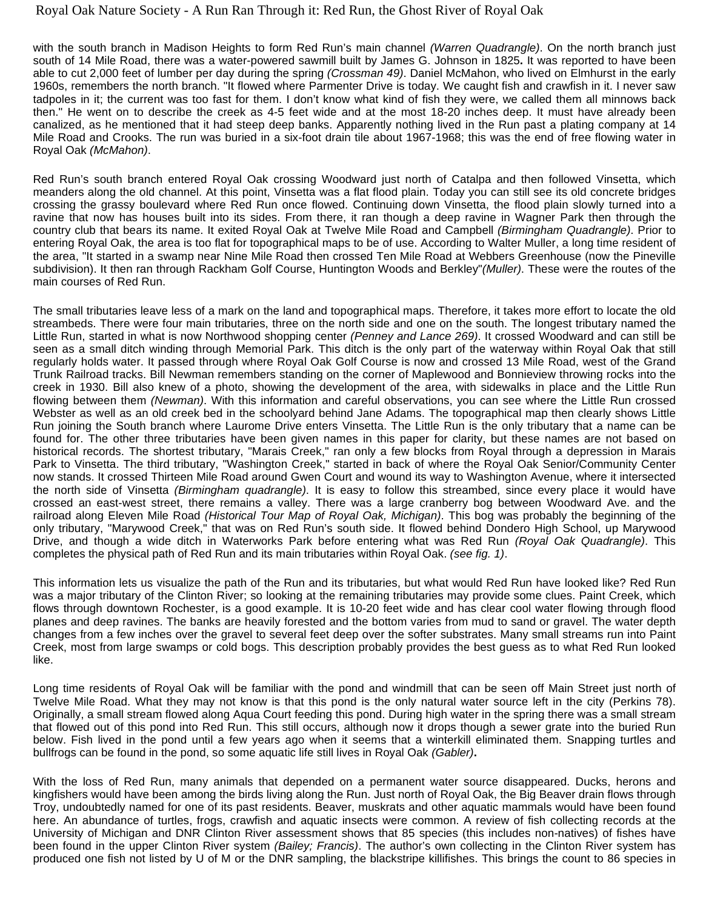with the south branch in Madison Heights to form Red Run's main channel *(Warren Quadrangle)*. On the north branch just south of 14 Mile Road, there was a water-powered sawmill built by James G. Johnson in 1825**.** It was reported to have been able to cut 2,000 feet of lumber per day during the spring *(Crossman 49)*. Daniel McMahon, who lived on Elmhurst in the early 1960s, remembers the north branch. "It flowed where Parmenter Drive is today. We caught fish and crawfish in it. I never saw tadpoles in it; the current was too fast for them. I don't know what kind of fish they were, we called them all minnows back then." He went on to describe the creek as 4-5 feet wide and at the most 18-20 inches deep. It must have already been canalized, as he mentioned that it had steep deep banks. Apparently nothing lived in the Run past a plating company at 14 Mile Road and Crooks. The run was buried in a six-foot drain tile about 1967-1968; this was the end of free flowing water in Royal Oak *(McMahon)*.

Red Run's south branch entered Royal Oak crossing Woodward just north of Catalpa and then followed Vinsetta, which meanders along the old channel. At this point, Vinsetta was a flat flood plain. Today you can still see its old concrete bridges crossing the grassy boulevard where Red Run once flowed. Continuing down Vinsetta, the flood plain slowly turned into a ravine that now has houses built into its sides. From there, it ran though a deep ravine in Wagner Park then through the country club that bears its name. It exited Royal Oak at Twelve Mile Road and Campbell *(Birmingham Quadrangle)*. Prior to entering Royal Oak, the area is too flat for topographical maps to be of use. According to Walter Muller, a long time resident of the area, "It started in a swamp near Nine Mile Road then crossed Ten Mile Road at Webbers Greenhouse (now the Pineville subdivision). It then ran through Rackham Golf Course, Huntington Woods and Berkley"*(Muller)*. These were the routes of the main courses of Red Run.

The small tributaries leave less of a mark on the land and topographical maps. Therefore, it takes more effort to locate the old streambeds. There were four main tributaries, three on the north side and one on the south. The longest tributary named the Little Run, started in what is now Northwood shopping center *(Penney and Lance 269)*. It crossed Woodward and can still be seen as a small ditch winding through Memorial Park. This ditch is the only part of the waterway within Royal Oak that still regularly holds water. It passed through where Royal Oak Golf Course is now and crossed 13 Mile Road, west of the Grand Trunk Railroad tracks. Bill Newman remembers standing on the corner of Maplewood and Bonnieview throwing rocks into the creek in 1930. Bill also knew of a photo, showing the development of the area, with sidewalks in place and the Little Run flowing between them *(Newman)*. With this information and careful observations, you can see where the Little Run crossed Webster as well as an old creek bed in the schoolyard behind Jane Adams. The topographical map then clearly shows Little Run joining the South branch where Laurome Drive enters Vinsetta. The Little Run is the only tributary that a name can be found for. The other three tributaries have been given names in this paper for clarity, but these names are not based on historical records. The shortest tributary, "Marais Creek," ran only a few blocks from Royal through a depression in Marais Park to Vinsetta. The third tributary, "Washington Creek," started in back of where the Royal Oak Senior/Community Center now stands. It crossed Thirteen Mile Road around Gwen Court and wound its way to Washington Avenue, where it intersected the north side of Vinsetta *(Birmingham quadrangle)*. It is easy to follow this streambed, since every place it would have crossed an east-west street, there remains a valley. There was a large cranberry bog between Woodward Ave. and the railroad along Eleven Mile Road *(Historical Tour Map of Royal Oak, Michigan)*. This bog was probably the beginning of the only tributary, "Marywood Creek," that was on Red Run's south side. It flowed behind Dondero High School, up Marywood Drive, and though a wide ditch in Waterworks Park before entering what was Red Run *(Royal Oak Quadrangle)*. This completes the physical path of Red Run and its main tributaries within Royal Oak. *(see fig. 1)*.

This information lets us visualize the path of the Run and its tributaries, but what would Red Run have looked like? Red Run was a major tributary of the Clinton River; so looking at the remaining tributaries may provide some clues. Paint Creek, which flows through downtown Rochester, is a good example. It is 10-20 feet wide and has clear cool water flowing through flood planes and deep ravines. The banks are heavily forested and the bottom varies from mud to sand or gravel. The water depth changes from a few inches over the gravel to several feet deep over the softer substrates. Many small streams run into Paint Creek, most from large swamps or cold bogs. This description probably provides the best guess as to what Red Run looked like.

Long time residents of Royal Oak will be familiar with the pond and windmill that can be seen off Main Street just north of Twelve Mile Road. What they may not know is that this pond is the only natural water source left in the city (Perkins 78). Originally, a small stream flowed along Aqua Court feeding this pond. During high water in the spring there was a small stream that flowed out of this pond into Red Run. This still occurs, although now it drops though a sewer grate into the buried Run below. Fish lived in the pond until a few years ago when it seems that a winterkill eliminated them. Snapping turtles and bullfrogs can be found in the pond, so some aquatic life still lives in Royal Oak *(Gabler)***.**

With the loss of Red Run, many animals that depended on a permanent water source disappeared. Ducks, herons and kingfishers would have been among the birds living along the Run. Just north of Royal Oak, the Big Beaver drain flows through Troy, undoubtedly named for one of its past residents. Beaver, muskrats and other aquatic mammals would have been found here. An abundance of turtles, frogs, crawfish and aquatic insects were common. A review of fish collecting records at the University of Michigan and DNR Clinton River assessment shows that 85 species (this includes non-natives) of fishes have been found in the upper Clinton River system *(Bailey; Francis)*. The author's own collecting in the Clinton River system has produced one fish not listed by U of M or the DNR sampling, the blackstripe killifishes. This brings the count to 86 species in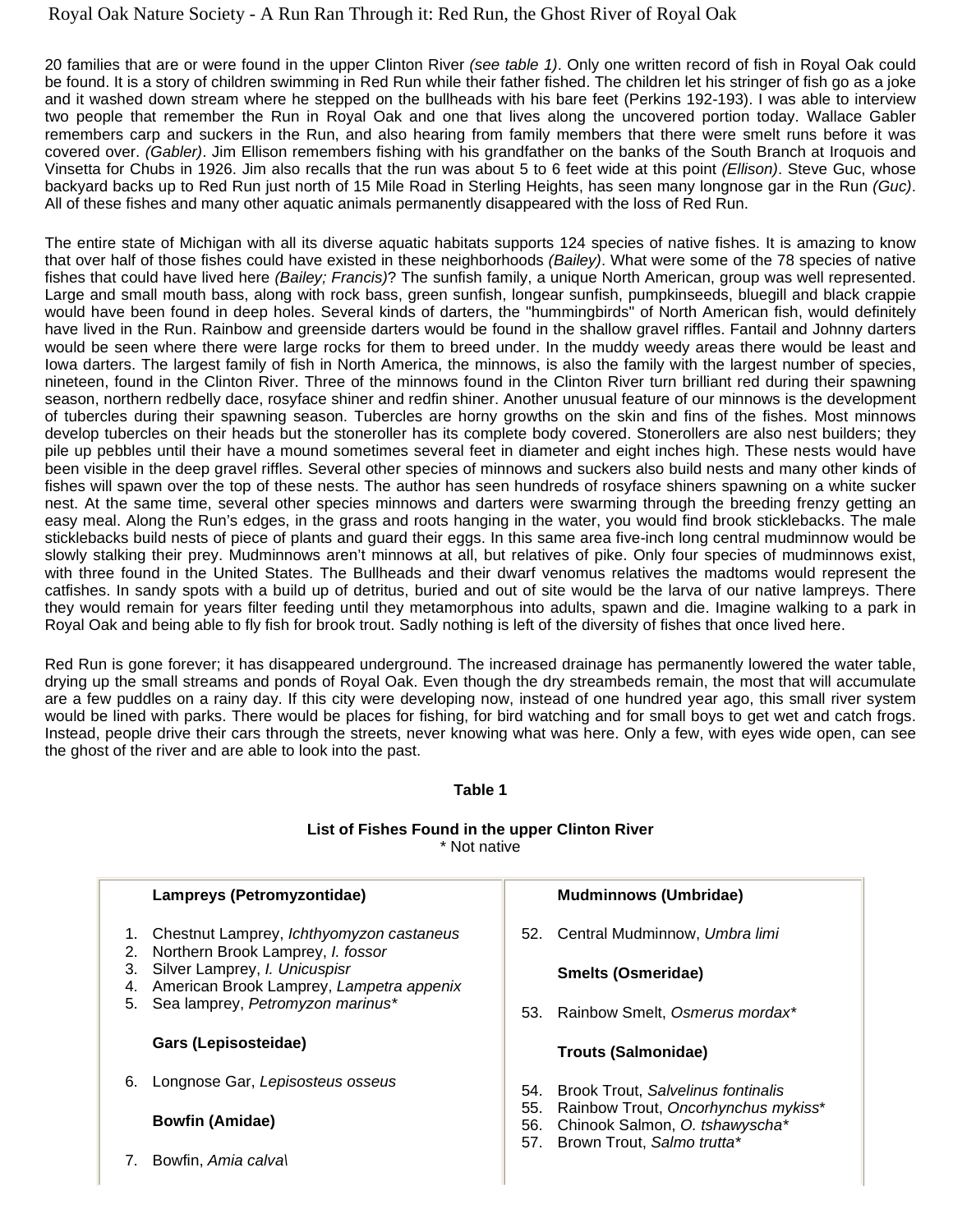20 families that are or were found in the upper Clinton River *(see table 1)*. Only one written record of fish in Royal Oak could be found. It is a story of children swimming in Red Run while their father fished. The children let his stringer of fish go as a joke and it washed down stream where he stepped on the bullheads with his bare feet (Perkins 192-193). I was able to interview two people that remember the Run in Royal Oak and one that lives along the uncovered portion today. Wallace Gabler remembers carp and suckers in the Run, and also hearing from family members that there were smelt runs before it was covered over. *(Gabler)*. Jim Ellison remembers fishing with his grandfather on the banks of the South Branch at Iroquois and Vinsetta for Chubs in 1926. Jim also recalls that the run was about 5 to 6 feet wide at this point *(Ellison)*. Steve Guc, whose backyard backs up to Red Run just north of 15 Mile Road in Sterling Heights, has seen many longnose gar in the Run *(Guc)*. All of these fishes and many other aquatic animals permanently disappeared with the loss of Red Run.

The entire state of Michigan with all its diverse aquatic habitats supports 124 species of native fishes. It is amazing to know that over half of those fishes could have existed in these neighborhoods *(Bailey)*. What were some of the 78 species of native fishes that could have lived here *(Bailey; Francis)*? The sunfish family, a unique North American, group was well represented. Large and small mouth bass, along with rock bass, green sunfish, longear sunfish, pumpkinseeds, bluegill and black crappie would have been found in deep holes. Several kinds of darters, the "hummingbirds" of North American fish, would definitely have lived in the Run. Rainbow and greenside darters would be found in the shallow gravel riffles. Fantail and Johnny darters would be seen where there were large rocks for them to breed under. In the muddy weedy areas there would be least and Iowa darters. The largest family of fish in North America, the minnows, is also the family with the largest number of species, nineteen, found in the Clinton River. Three of the minnows found in the Clinton River turn brilliant red during their spawning season, northern redbelly dace, rosyface shiner and redfin shiner. Another unusual feature of our minnows is the development of tubercles during their spawning season. Tubercles are horny growths on the skin and fins of the fishes. Most minnows develop tubercles on their heads but the stoneroller has its complete body covered. Stonerollers are also nest builders; they pile up pebbles until their have a mound sometimes several feet in diameter and eight inches high. These nests would have been visible in the deep gravel riffles. Several other species of minnows and suckers also build nests and many other kinds of fishes will spawn over the top of these nests. The author has seen hundreds of rosyface shiners spawning on a white sucker nest. At the same time, several other species minnows and darters were swarming through the breeding frenzy getting an easy meal. Along the Run's edges, in the grass and roots hanging in the water, you would find brook sticklebacks. The male sticklebacks build nests of piece of plants and guard their eggs. In this same area five-inch long central mudminnow would be slowly stalking their prey. Mudminnows aren't minnows at all, but relatives of pike. Only four species of mudminnows exist, with three found in the United States. The Bullheads and their dwarf venomus relatives the madtoms would represent the catfishes. In sandy spots with a build up of detritus, buried and out of site would be the larva of our native lampreys. There they would remain for years filter feeding until they metamorphous into adults, spawn and die. Imagine walking to a park in Royal Oak and being able to fly fish for brook trout. Sadly nothing is left of the diversity of fishes that once lived here.

Red Run is gone forever; it has disappeared underground. The increased drainage has permanently lowered the water table, drying up the small streams and ponds of Royal Oak. Even though the dry streambeds remain, the most that will accumulate are a few puddles on a rainy day. If this city were developing now, instead of one hundred year ago, this small river system would be lined with parks. There would be places for fishing, for bird watching and for small boys to get wet and catch frogs. Instead, people drive their cars through the streets, never knowing what was here. Only a few, with eyes wide open, can see the ghost of the river and are able to look into the past.

**Table 1**

**List of Fishes Found in the upper Clinton River**
\* Not native

**Lampreys (Petromyzontidae)**

1. Chestnut Lamprey, *Ichthyomyzon castaneus*
2. Northern Brook Lamprey, *I. fossor*
3. Silver Lamprey, *I. Unicuspisr*
4. American Brook Lamprey, *Lampetra appenix*
5. Sea lamprey, *Petromyzon marinus*\*

**Gars (Lepisosteidae)**

6. Longnose Gar, *Lepisosteus osseus*

**Bowfin (Amidae)**

7. Bowfin, *Amia calva\*

**Mudminnows (Umbridae)**

52. Central Mudminnow, *Umbra limi*

**Smelts (Osmeridae)**

53. Rainbow Smelt, *Osmerus mordax*\*

**Trouts (Salmonidae)**

54. Brook Trout, *Salvelinus fontinalis*
55. Rainbow Trout, *Oncorhynchus mykiss*\*
56. Chinook Salmon, *O. tshawyscha*\*
57. Brown Trout, *Salmo trutta*\*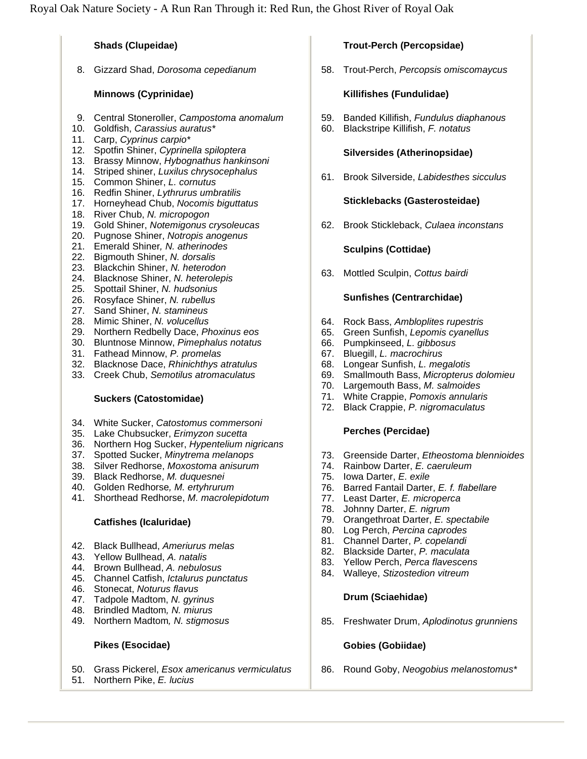**Shads (Clupeidae)**

8. Gizzard Shad, *Dorosoma cepedianum*

**Minnows (Cyprinidae)**

9. Central Stoneroller, *Campostoma anomalum*
10. Goldfish, *Carassius auratus**
11. Carp, *Cyprinus carpio**
12. Spotfin Shiner, *Cyprinella spiloptera*
13. Brassy Minnow, *Hybognathus hankinsoni*
14. Striped shiner, *Luxilus chrysocephalus*
15. Common Shiner, *L. cornutus*
16. Redfin Shiner, *Lythrurus umbratilis*
17. Horneyhead Chub, *Nocomis biguttatus*
18. River Chub, *N. micropogon*
19. Gold Shiner, *Notemigonus crysoleucas*
20. Pugnose Shiner, *Notropis anogenus*
21. Emerald Shiner*, N. atherinodes*
22. Bigmouth Shiner, *N. dorsalis*
23. Blackchin Shiner, *N. heterodon*
24. Blacknose Shiner, *N. heterolepis*
25. Spottail Shiner, *N. hudsonius*
26. Rosyface Shiner, *N. rubellus*
27. Sand Shiner, *N. stamineus*
28. Mimic Shiner, *N. volucellus*
29. Northern Redbelly Dace, *Phoxinus eos*
30. Bluntnose Minnow, *Pimephalus notatus*
31. Fathead Minnow, *P. promelas*
32. Blacknose Dace, *Rhinichthys atratulus*
33. Creek Chub, *Semotilus atromaculatus*

**Suckers (Catostomidae)**

34. White Sucker, *Catostomus commersoni*
35. Lake Chubsucker, *Erimyzon sucetta*
36. Northern Hog Sucker, *Hypentelium nigricans*
37. Spotted Sucker, *Minytrema melanops*
38. Silver Redhorse, *Moxostoma anisurum*
39. Black Redhorse, *M. duquesnei*
40. Golden Redhorse*, M. ertyhrurum*
41. Shorthead Redhorse, *M. macrolepidotum*

**Catfishes (Icaluridae)**

42. Black Bullhead, *Ameriurus melas*
43. Yellow Bullhead, *A. natalis*
44. Brown Bullhead, *A. nebulosus*
45. Channel Catfish, *Ictalurus punctatus*
46. Stonecat, *Noturus flavus*
47. Tadpole Madtom, *N. gyrinus*
48. Brindled Madtom*, N. miurus*
49. Northern Madtom*, N. stigmosus*

**Pikes (Esocidae)**

50. Grass Pickerel, *Esox americanus vermiculatus*
51. Northern Pike, *E. lucius*

**Trout-Perch (Percopsidae)**

58. Trout-Perch, *Percopsis omiscomaycus*

**Killifishes (Fundulidae)**

59. Banded Killifish, *Fundulus diaphanous*
60. Blackstripe Killifish, *F. notatus*

**Silversides (Atherinopsidae)**

61. Brook Silverside, *Labidesthes sicculus*

**Sticklebacks (Gasterosteidae)**

62. Brook Stickleback, *Culaea inconstans*

**Sculpins (Cottidae)**

63. Mottled Sculpin, *Cottus bairdi*

**Sunfishes (Centrarchidae)**

64. Rock Bass, *Ambloplites rupestris*
65. Green Sunfish, *Lepomis cyanellus*
66. Pumpkinseed, *L. gibbosus*
67. Bluegill, *L. macrochirus*
68. Longear Sunfish, *L. megalotis*
69. Smallmouth Bass, *Micropterus dolomieu*
70. Largemouth Bass, *M. salmoides*
71. White Crappie, *Pomoxis annularis*
72. Black Crappie, *P. nigromaculatus*

**Perches (Percidae)**

73. Greenside Darter, *Etheostoma blennioides*
74. Rainbow Darter, *E. caeruleum*
75. Iowa Darter, *E. exile*
76. Barred Fantail Darter, *E. f. flabellare*
77. Least Darter, *E. microperca*
78. Johnny Darter, *E. nigrum*
79. Orangethroat Darter, *E. spectabile*
80. Log Perch, *Percina caprodes*
81. Channel Darter, *P. copelandi*
82. Blackside Darter, *P. maculata*
83. Yellow Perch, *Perca flavescens*
84. Walleye, *Stizostedion vitreum*

**Drum (Sciaehidae)**

85. Freshwater Drum, *Aplodinotus grunniens*

**Gobies (Gobiidae)**

86. Round Goby, *Neogobius melanostomus**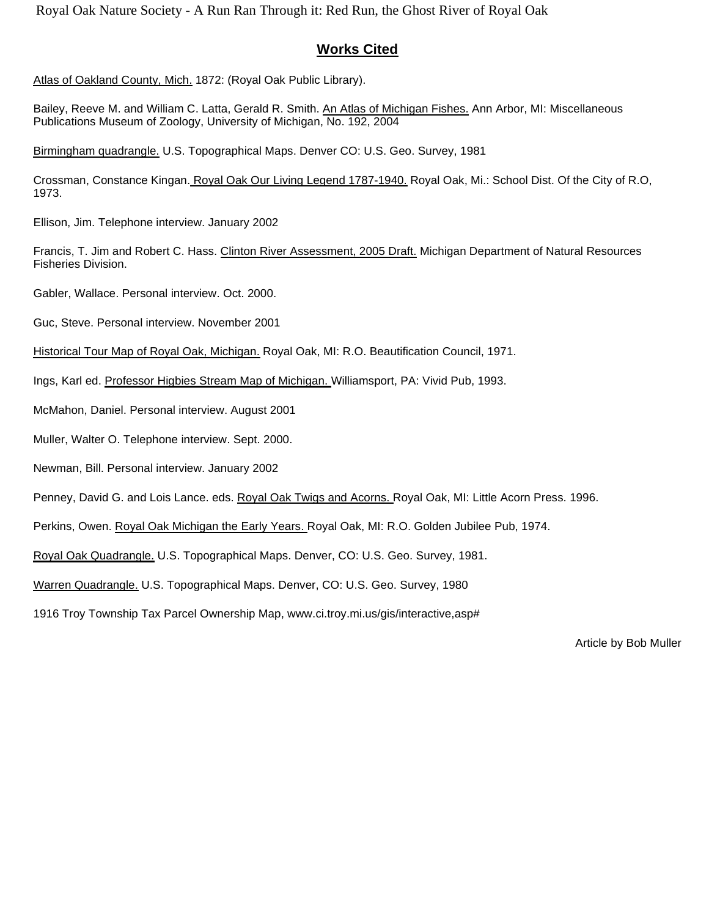## Works Cited

Atlas of Oakland County, Mich. 1872: (Royal Oak Public Library).

Bailey, Reeve M. and William C. Latta, Gerald R. Smith. An Atlas of Michigan Fishes. Ann Arbor, MI: Miscellaneous Publications Museum of Zoology, University of Michigan, No. 192, 2004

Birmingham quadrangle. U.S. Topographical Maps. Denver CO: U.S. Geo. Survey, 1981

Crossman, Constance Kingan. Royal Oak Our Living Legend 1787-1940. Royal Oak, Mi.: School Dist. Of the City of R.O, 1973.

Ellison, Jim. Telephone interview. January 2002

Francis, T. Jim and Robert C. Hass. Clinton River Assessment, 2005 Draft. Michigan Department of Natural Resources Fisheries Division.

Gabler, Wallace. Personal interview. Oct. 2000.

Guc, Steve. Personal interview. November 2001

Historical Tour Map of Royal Oak, Michigan. Royal Oak, MI: R.O. Beautification Council, 1971.

Ings, Karl ed. Professor Higbies Stream Map of Michigan. Williamsport, PA: Vivid Pub, 1993.

McMahon, Daniel. Personal interview. August 2001

Muller, Walter O. Telephone interview. Sept. 2000.

Newman, Bill. Personal interview. January 2002

Penney, David G. and Lois Lance. eds. Royal Oak Twigs and Acorns. Royal Oak, MI: Little Acorn Press. 1996.

Perkins, Owen. Royal Oak Michigan the Early Years. Royal Oak, MI: R.O. Golden Jubilee Pub, 1974.

Royal Oak Quadrangle. U.S. Topographical Maps. Denver, CO: U.S. Geo. Survey, 1981.

Warren Quadrangle. U.S. Topographical Maps. Denver, CO: U.S. Geo. Survey, 1980

1916 Troy Township Tax Parcel Ownership Map, www.ci.troy.mi.us/gis/interactive,asp#

Article by Bob Muller